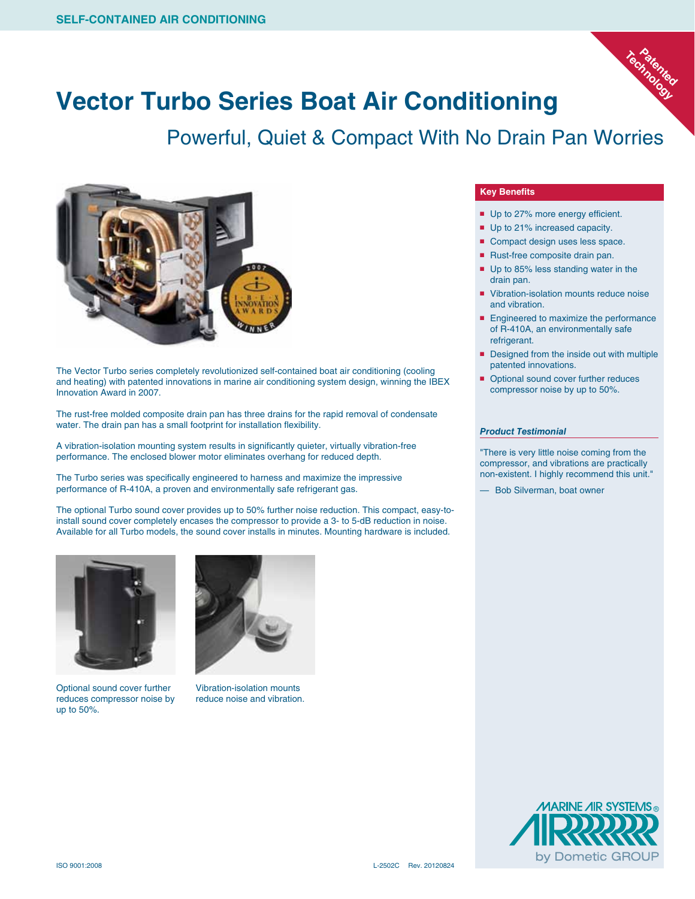SELF-CONTAINED AIR CONDITIONING

Patented Technology

# Vector Turbo Series Boat Air Conditioning

## Powerful, Quiet & Compact With No Drain Pan Worries

The Vector Turbo series completely revolutionized self-contained boat air conditioning (cooling and heating) with patented innovations in marine air conditioning system design, winning the IBEX Innovation Award in 2007.

The rust-free molded composite drain pan has three drains for the rapid removal of condensate water. The drain pan has a small footprint for installation flexibility.

A vibration-isolation mounting system results in significantly quieter, virtually vibration-free performance. The enclosed blower motor eliminates overhang for reduced depth.

The Turbo series was specifically engineered to harness and maximize the impressive performance of R-410A, a proven and environmentally safe refrigerant gas.

The optional Turbo sound cover provides up to 50% further noise reduction. This compact, easy-to-install sound cover completely encases the compressor to provide a 3- to 5-dB reduction in noise. Available for all Turbo models, the sound cover installs in minutes. Mounting hardware is included.

Optional sound cover further reduces compressor noise by up to 50%.

Vibration-isolation mounts reduce noise and vibration.

### Key Benefits

- Up to 27% more energy efficient.
- Up to 21% increased capacity.
- Compact design uses less space.
- Rust-free composite drain pan.
- Up to 85% less standing water in the drain pan.
- Vibration-isolation mounts reduce noise and vibration.
- Engineered to maximize the performance of R-410A, an environmentally safe refrigerant.
- Designed from the inside out with multiple patented innovations.
- Optional sound cover further reduces compressor noise by up to 50%.

### *Product Testimonial*

"There is very little noise coming from the compressor, and vibrations are practically non-existent. I highly recommend this unit."

— Bob Silverman, boat owner

MARINE AIR SYSTEMS® by Dometic GROUP

ISO 9001:2008 L-2502C Rev. 20120824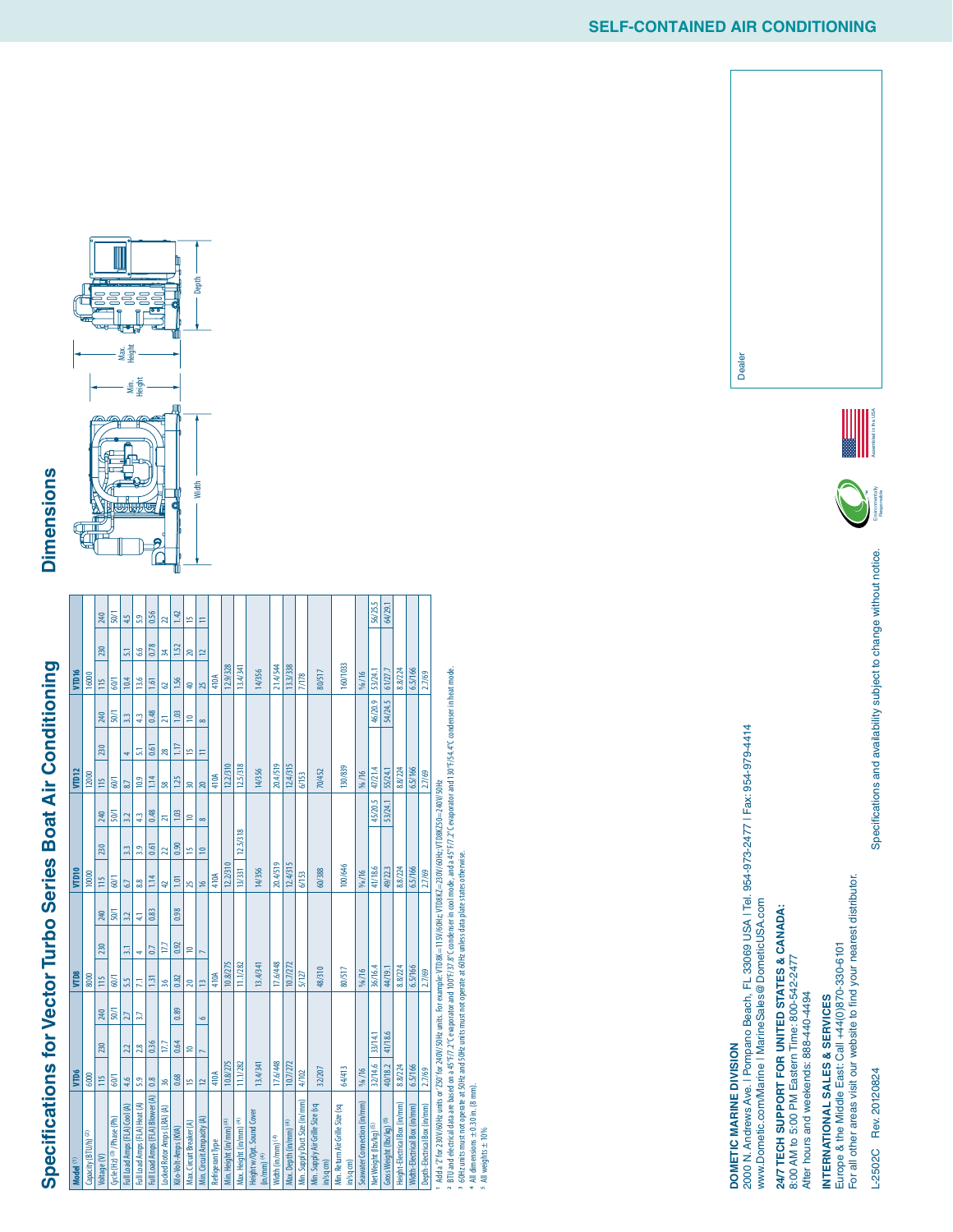SELF-CONTAINED AIR CONDITIONING

# Specifications for Vector Turbo Series Boat Air Conditioning

| Model [1] | VTD6 | | | VTD8 | | | VTD10 | | | VTD12 | | | VTD16 | | |
|---|---|---|---|---|---|---|---|---|---|---|---|---|---|---|---|
| Capacity (BTU/h) [2] | 6000 | | | 8000 | | | 10000 | | | 12000 | | | 16000 | | |
| Voltage (V) | 115 | 230 | 240 | 115 | 230 | 240 | 115 | 230 | 240 | 115 | 230 | 240 | 115 | 230 | 240 |
| Cycle (Hz) [3] / Phase (Ph) | 60/1 | | 50/1 | 60/1 | | 50/1 | 60/1 | | 50/1 | 60/1 | | 50/1 | 60/1 | | 50/1 |
| Full Load Amps (FLA) Cool (A) | 4.6 | 2.2 | 2.7 | 5.5 | 3.1 | 3.2 | 6.7 | 3.3 | 3.2 | 8.7 | 4 | 3.3 | 10.4 | 5.1 | 4.5 |
| Full Load Amps (FLA) Heat (A) | 5.9 | 2.8 | 3.7 | 7.1 | 4 | 4.1 | 8.8 | 3.9 | 4.3 | 10.9 | 5.1 | 4.3 | 13.6 | 6.6 | 5.9 |
| Full Load Amps (FLA) Blower (A) | 0.8 | 0.36 | | 1.31 | 0.7 | 0.83 | 1.14 | 0.61 | 0.48 | 1.14 | 0.61 | 0.48 | 1.61 | 0.78 | 0.56 |
| Locked Rotor Amps (LRA) (A) | 36 | 17.7 | | 36 | 17.7 | | 42 | 22 | 21 | 58 | 28 | 21 | 62 | 34 | 22 |
| Kilo-Volt-Amps (KVA) | 0.68 | 0.64 | 0.89 | 0.82 | 0.92 | 0.98 | 1.01 | 0.90 | 1.03 | 1.25 | 1.17 | 1.03 | 1.56 | 1.52 | 1.42 |
| Max. Circuit Breaker (A) | 15 | 10 | | 20 | 10 | | 25 | 15 | 10 | 30 | 15 | 10 | 40 | 20 | 15 |
| Min. Circuit Ampacity (A) | 12 | 7 | 6 | 13 | 7 | | 16 | 10 | 8 | 20 | 11 | 8 | 25 | 12 | 11 |
| Refrigerant Type | 410A | | | 410A | | | 410A | | | 410A | | | 410A | | |
| Min. Height (in/mm) [4] | 10.8/275 | | | 10.8/275 | | | 12.2/310 | | | 12.2/310 | | | 12.9/328 | | |
| Max. Height (in/mm) [4] | 11.1/282 | | | 11.1/282 | | | 13/331 | 12.5/318 | | 12.5/318 | | | 13.4/341 | | |
| Height w/Opt. Sound Cover (in/mm) [4] | 13.4/341 | | | 13.4/341 | | | 14/356 | | | 14/356 | | | 14/356 | | |
| Width (in/mm) [4] | 17.6/448 | | | 17.6/448 | | | 20.4/519 | | | 20.4/519 | | | 21.4/544 | | |
| Max. Depth (in/mm) [4] | 10.7/272 | | | 10.7/272 | | | 12.4/315 | | | 12.4/315 | | | 13.3/338 | | |
| Min. Supply Duct Size (in/mm) | 4/102 | | | 5/127 | | | 6/153 | | | 6/153 | | | 7/178 | | |
| Min. Supply Air Grille Size (sq in/sq cm) | 32/207 | | | 48/310 | | | 60/388 | | | 70/452 | | | 80/517 | | |
| Min. Return Air Grille Size (sq in/sq cm) | 64/413 | | | 80/517 | | | 100/646 | | | 130/839 | | | 160/1033 | | |
| Seawater Connection (in/mm) | 5/8 /16 | | | 5/8 /16 | | | 5/8 /16 | | | 5/8 /16 | | | 5/8 /16 | | |
| Net Weight (lbs/kg) [5] | 32/14.6 | 33/14.1 | | 36/16.4 | | | 41/18.6 | | 45/20.5 | 47/21.4 | | 46/20.9 | 53/24.1 | | 56/25.5 |
| Gross Weight (lbs/kg) [5] | 40/18.2 | 41/18.6 | | 44/19.1 | | | 49/22.3 | | 53/24.1 | 55/24.1 | | 54/24.5 | 61/27.7 | | 64/29.1 |
| Height-Electrical Box (in/mm) | 8.8/224 | | | 8.8/224 | | | 8.8/224 | | | 8.8/224 | | | 8.8/224 | | |
| Width-Electrical Box (in/mm) | 6.5/166 | | | 6.5/166 | | | 6.5/166 | | | 6.5/166 | | | 6.5/166 | | |
| Depth-Electrical Box (in/mm) | 2.7/69 | | | 2.7/69 | | | 2.7/69 | | | 2.7/69 | | | 2.7/69 | | |

[1] Add a 'Z' for 230V/60Hz units or 'Z50' for 240V/50Hz units. For example: VTD8K=115V/60Hz; VTD8KZ=230V/60Hz; VTD8KZ50=240V/50Hz

[2] BTU and electrical data are based on a 45°F/7.2°C evaporator and 100°F/37.8°C condenser in cool mode; and a 45°F/7.2°C evaporator and 130°F/54.4°C condenser in heat mode.

[3] 60Hz units must not operate at 50Hz and 50Hz units must not operate at 60Hz unless data plate states otherwise.

[4] All dimensions ± 0.30 in. (8 mm).

[5] All weights ± 10%

# Dimensions

Width

Min. Height

Max. Height

Depth

Dealer

Environmentally Responsible

Assembled in the USA

**DOMETIC MARINE DIVISION**
2000 N. Andrews Ave. | Pompano Beach, FL 33069 USA | Tel. 954-973-2477 | Fax: 954-979-4414
www.Dometic.com/Marine | MarineSales@DometicUSA.com

**24/7 TECH SUPPORT FOR UNITED STATES & CANADA:**
8:00 AM to 5:00 PM Eastern Time: 800-542-2477
After hours and weekends: 888-440-4494

**INTERNATIONAL SALES & SERVICES**
Europe & the Middle East: Call +44(0)870-330-6101
For all other areas visit our website to find your nearest distributor.

L-2502C Rev. 20120824

Specifications and availability subject to change without notice.